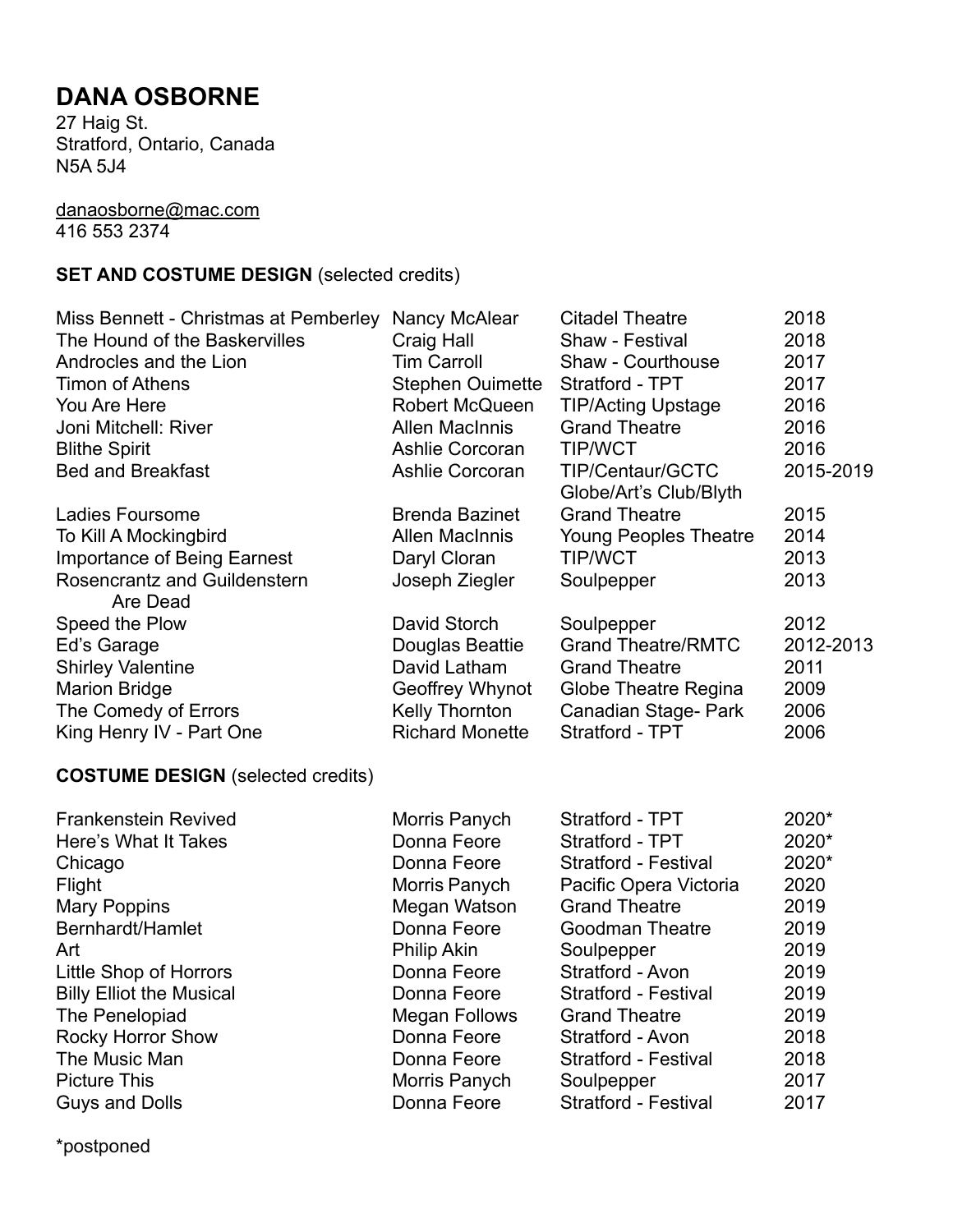# DANA OSBORNE

27 Haig St.
Stratford, Ontario, Canada
N5A 5J4

danaosborne@mac.com
416 553 2374

**SET AND COSTUME DESIGN** (selected credits)

| | | | |
|---|---|---|---|
| Miss Bennett - Christmas at Pemberley | Nancy McAlear | Citadel Theatre | 2018 |
| The Hound of the Baskervilles | Craig Hall | Shaw - Festival | 2018 |
| Androcles and the Lion | Tim Carroll | Shaw - Courthouse | 2017 |
| Timon of Athens | Stephen Ouimette | Stratford - TPT | 2017 |
| You Are Here | Robert McQueen | TIP/Acting Upstage | 2016 |
| Joni Mitchell: River | Allen MacInnis | Grand Theatre | 2016 |
| Blithe Spirit | Ashlie Corcoran | TIP/WCT | 2016 |
| Bed and Breakfast | Ashlie Corcoran | TIP/Centaur/GCTC Globe/Art's Club/Blyth | 2015-2019 |
| Ladies Foursome | Brenda Bazinet | Grand Theatre | 2015 |
| To Kill A Mockingbird | Allen MacInnis | Young Peoples Theatre | 2014 |
| Importance of Being Earnest | Daryl Cloran | TIP/WCT | 2013 |
| Rosencrantz and Guildenstern Are Dead | Joseph Ziegler | Soulpepper | 2013 |
| Speed the Plow | David Storch | Soulpepper | 2012 |
| Ed's Garage | Douglas Beattie | Grand Theatre/RMTC | 2012-2013 |
| Shirley Valentine | David Latham | Grand Theatre | 2011 |
| Marion Bridge | Geoffrey Whynot | Globe Theatre Regina | 2009 |
| The Comedy of Errors | Kelly Thornton | Canadian Stage- Park | 2006 |
| King Henry IV - Part One | Richard Monette | Stratford - TPT | 2006 |

**COSTUME DESIGN** (selected credits)

| | | | |
|---|---|---|---|
| Frankenstein Revived | Morris Panych | Stratford - TPT | 2020* |
| Here's What It Takes | Donna Feore | Stratford - TPT | 2020* |
| Chicago | Donna Feore | Stratford - Festival | 2020* |
| Flight | Morris Panych | Pacific Opera Victoria | 2020 |
| Mary Poppins | Megan Watson | Grand Theatre | 2019 |
| Bernhardt/Hamlet | Donna Feore | Goodman Theatre | 2019 |
| Art | Philip Akin | Soulpepper | 2019 |
| Little Shop of Horrors | Donna Feore | Stratford - Avon | 2019 |
| Billy Elliot the Musical | Donna Feore | Stratford - Festival | 2019 |
| The Penelopiad | Megan Follows | Grand Theatre | 2019 |
| Rocky Horror Show | Donna Feore | Stratford - Avon | 2018 |
| The Music Man | Donna Feore | Stratford - Festival | 2018 |
| Picture This | Morris Panych | Soulpepper | 2017 |
| Guys and Dolls | Donna Feore | Stratford - Festival | 2017 |

*postponed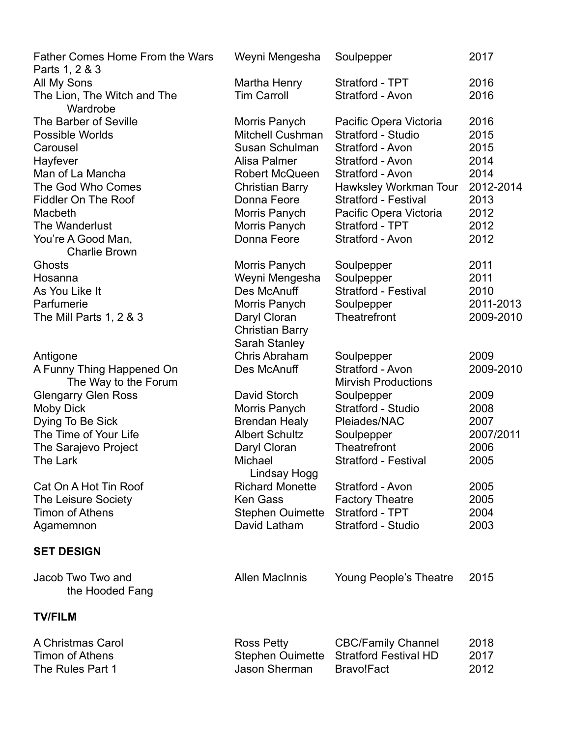| | | | |
|---|---|---|---|
| Father Comes Home From the Wars Parts 1, 2 & 3 | Weyni Mengesha | Soulpepper | 2017 |
| All My Sons | Martha Henry | Stratford - TPT | 2016 |
| The Lion, The Witch and The Wardrobe | Tim Carroll | Stratford - Avon | 2016 |
| The Barber of Seville | Morris Panych | Pacific Opera Victoria | 2016 |
| Possible Worlds | Mitchell Cushman | Stratford - Studio | 2015 |
| Carousel | Susan Schulman | Stratford - Avon | 2015 |
| Hayfever | Alisa Palmer | Stratford - Avon | 2014 |
| Man of La Mancha | Robert McQueen | Stratford - Avon | 2014 |
| The God Who Comes | Christian Barry | Hawksley Workman Tour | 2012-2014 |
| Fiddler On The Roof | Donna Feore | Stratford - Festival | 2013 |
| Macbeth | Morris Panych | Pacific Opera Victoria | 2012 |
| The Wanderlust | Morris Panych | Stratford - TPT | 2012 |
| You're A Good Man, Charlie Brown | Donna Feore | Stratford - Avon | 2012 |
| Ghosts | Morris Panych | Soulpepper | 2011 |
| Hosanna | Weyni Mengesha | Soulpepper | 2011 |
| As You Like It | Des McAnuff | Stratford - Festival | 2010 |
| Parfumerie | Morris Panych | Soulpepper | 2011-2013 |
| The Mill Parts 1, 2 & 3 | Daryl Cloran, Christian Barry, Sarah Stanley | Theatrefront | 2009-2010 |
| Antigone | Chris Abraham | Soulpepper | 2009 |
| A Funny Thing Happened On The Way to the Forum | Des McAnuff | Stratford - Avon, Mirvish Productions | 2009-2010 |
| Glengarry Glen Ross | David Storch | Soulpepper | 2009 |
| Moby Dick | Morris Panych | Stratford - Studio | 2008 |
| Dying To Be Sick | Brendan Healy | Pleiades/NAC | 2007 |
| The Time of Your Life | Albert Schultz | Soulpepper | 2007/2011 |
| The Sarajevo Project | Daryl Cloran | Theatrefront | 2006 |
| The Lark | Michael Lindsay Hogg | Stratford - Festival | 2005 |
| Cat On A Hot Tin Roof | Richard Monette | Stratford - Avon | 2005 |
| The Leisure Society | Ken Gass | Factory Theatre | 2005 |
| Timon of Athens | Stephen Ouimette | Stratford - TPT | 2004 |
| Agamemnon | David Latham | Stratford - Studio | 2003 |

**SET DESIGN**

| | | | |
|---|---|---|---|
| Jacob Two Two and the Hooded Fang | Allen MacInnis | Young People's Theatre | 2015 |

**TV/FILM**

| | | | |
|---|---|---|---|
| A Christmas Carol | Ross Petty | CBC/Family Channel | 2018 |
| Timon of Athens | Stephen Ouimette | Stratford Festival HD | 2017 |
| The Rules Part 1 | Jason Sherman | Bravo!Fact | 2012 |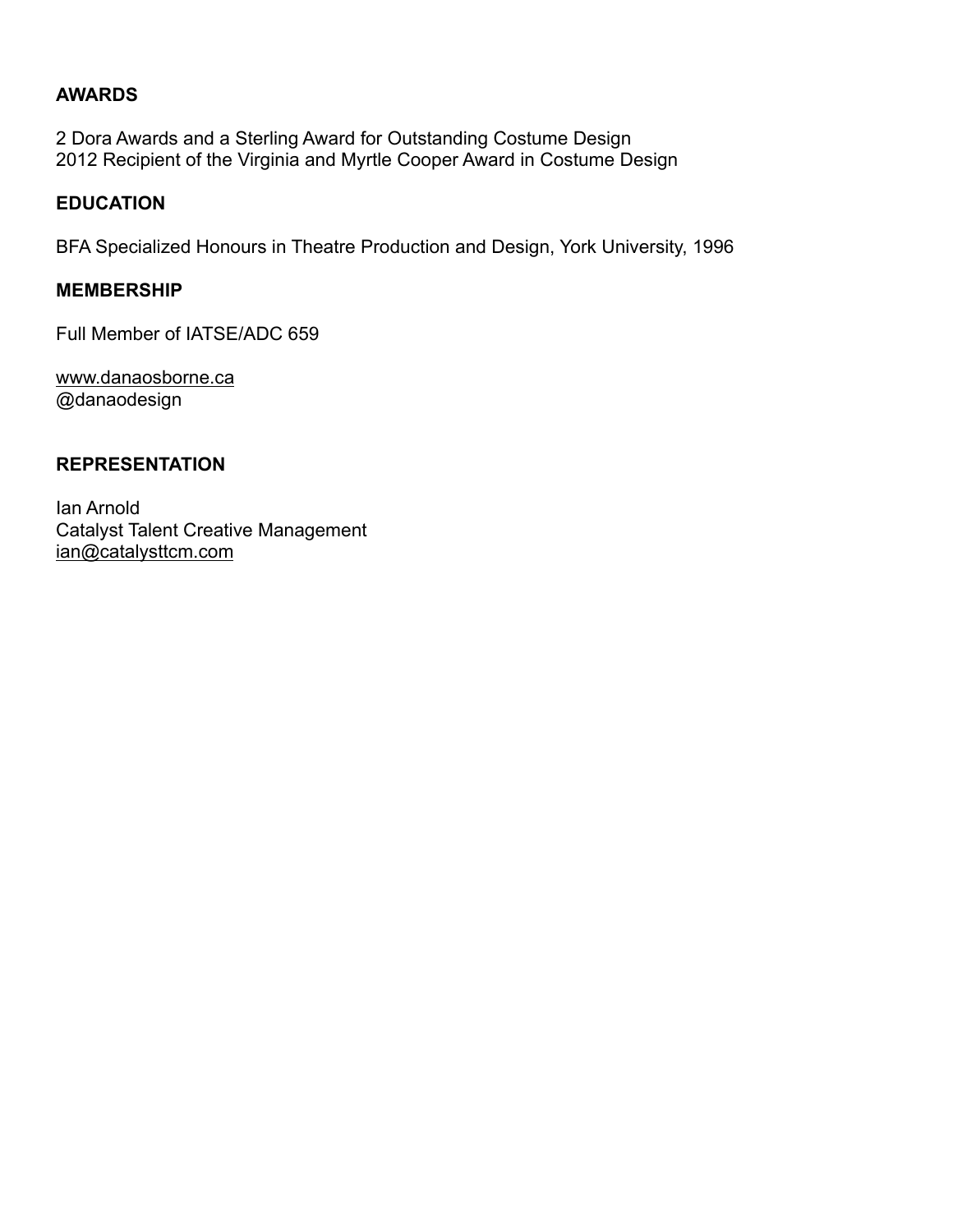**AWARDS**

2 Dora Awards and a Sterling Award for Outstanding Costume Design
2012 Recipient of the Virginia and Myrtle Cooper Award in Costume Design

**EDUCATION**

BFA Specialized Honours in Theatre Production and Design, York University, 1996

**MEMBERSHIP**

Full Member of IATSE/ADC 659

www.danaosborne.ca
@danaodesign

**REPRESENTATION**

Ian Arnold
Catalyst Talent Creative Management
ian@catalysttcm.com